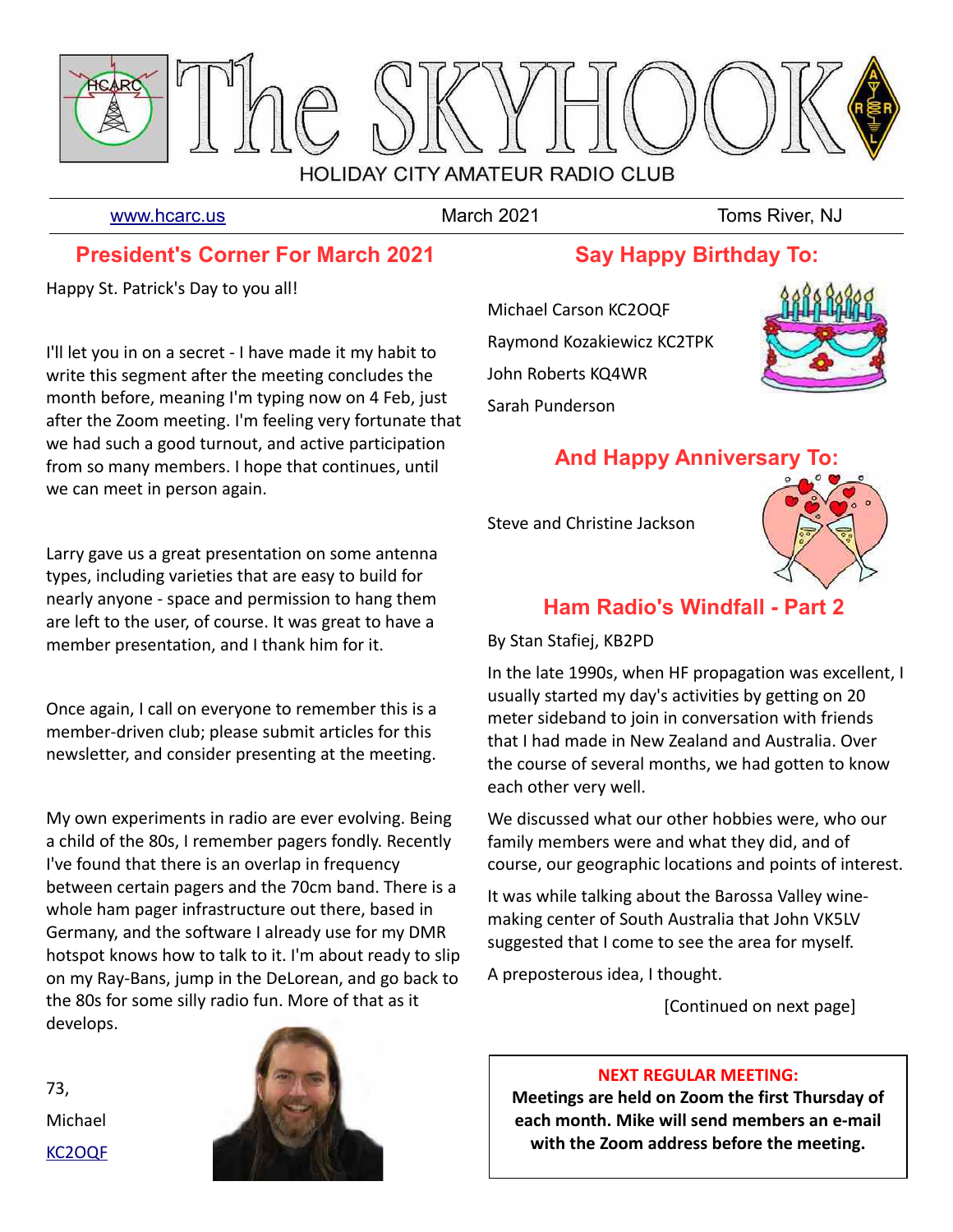# The SKYHOOK

HOLIDAY CITY AMATEUR RADIO CLUB

www.hcarc.us | March 2021 | Toms River, NJ

## President's Corner For March 2021

Happy St. Patrick's Day to you all!

I'll let you in on a secret - I have made it my habit to write this segment after the meeting concludes the month before, meaning I'm typing now on 4 Feb, just after the Zoom meeting. I'm feeling very fortunate that we had such a good turnout, and active participation from so many members. I hope that continues, until we can meet in person again.

Larry gave us a great presentation on some antenna types, including varieties that are easy to build for nearly anyone - space and permission to hang them are left to the user, of course. It was great to have a member presentation, and I thank him for it.

Once again, I call on everyone to remember this is a member-driven club; please submit articles for this newsletter, and consider presenting at the meeting.

My own experiments in radio are ever evolving. Being a child of the 80s, I remember pagers fondly. Recently I've found that there is an overlap in frequency between certain pagers and the 70cm band. There is a whole ham pager infrastructure out there, based in Germany, and the software I already use for my DMR hotspot knows how to talk to it. I'm about ready to slip on my Ray-Bans, jump in the DeLorean, and go back to the 80s for some silly radio fun. More of that as it develops.

73,

Michael

KC2OQF

## Say Happy Birthday To:

Michael Carson KC2OQF

Raymond Kozakiewicz KC2TPK

John Roberts KQ4WR

Sarah Punderson

## And Happy Anniversary To:

Steve and Christine Jackson

## Ham Radio's Windfall - Part 2

By Stan Stafiej, KB2PD

In the late 1990s, when HF propagation was excellent, I usually started my day's activities by getting on 20 meter sideband to join in conversation with friends that I had made in New Zealand and Australia. Over the course of several months, we had gotten to know each other very well.

We discussed what our other hobbies were, who our family members were and what they did, and of course, our geographic locations and points of interest.

It was while talking about the Barossa Valley wine-making center of South Australia that John VK5LV suggested that I come to see the area for myself.

A preposterous idea, I thought.

[Continued on next page]

**NEXT REGULAR MEETING:**

**Meetings are held on Zoom the first Thursday of each month. Mike will send members an e-mail with the Zoom address before the meeting.**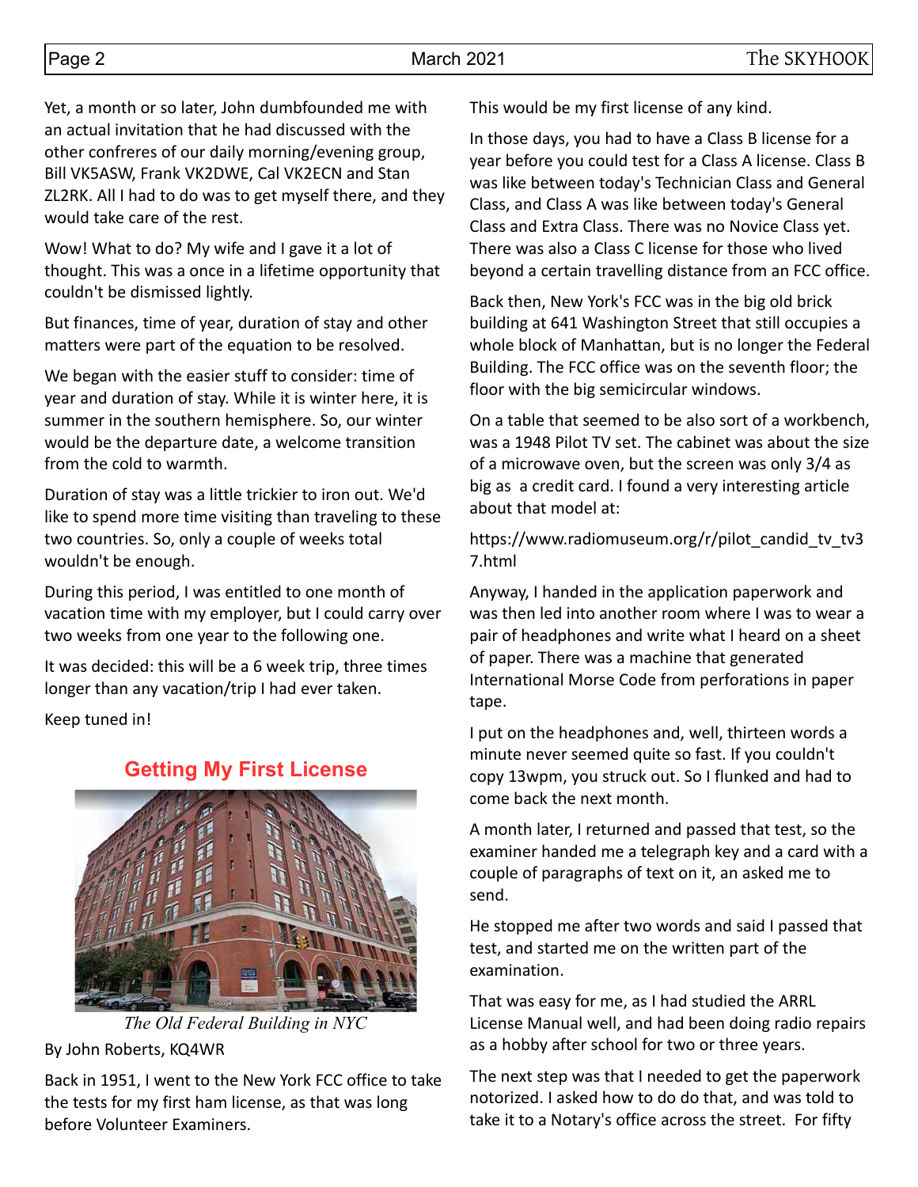Yet, a month or so later, John dumbfounded me with an actual invitation that he had discussed with the other confreres of our daily morning/evening group, Bill VK5ASW, Frank VK2DWE, Cal VK2ECN and Stan ZL2RK. All I had to do was to get myself there, and they would take care of the rest.

Wow! What to do? My wife and I gave it a lot of thought. This was a once in a lifetime opportunity that couldn't be dismissed lightly.

But finances, time of year, duration of stay and other matters were part of the equation to be resolved.

We began with the easier stuff to consider: time of year and duration of stay. While it is winter here, it is summer in the southern hemisphere. So, our winter would be the departure date, a welcome transition from the cold to warmth.

Duration of stay was a little trickier to iron out. We'd like to spend more time visiting than traveling to these two countries. So, only a couple of weeks total wouldn't be enough.

During this period, I was entitled to one month of vacation time with my employer, but I could carry over two weeks from one year to the following one.

It was decided: this will be a 6 week trip, three times longer than any vacation/trip I had ever taken.

Keep tuned in!

## Getting My First License

*The Old Federal Building in NYC*

By John Roberts, KQ4WR

Back in 1951, I went to the New York FCC office to take the tests for my first ham license, as that was long before Volunteer Examiners.

This would be my first license of any kind.

In those days, you had to have a Class B license for a year before you could test for a Class A license. Class B was like between today's Technician Class and General Class, and Class A was like between today's General Class and Extra Class. There was no Novice Class yet. There was also a Class C license for those who lived beyond a certain travelling distance from an FCC office.

Back then, New York's FCC was in the big old brick building at 641 Washington Street that still occupies a whole block of Manhattan, but is no longer the Federal Building. The FCC office was on the seventh floor; the floor with the big semicircular windows.

On a table that seemed to be also sort of a workbench, was a 1948 Pilot TV set. The cabinet was about the size of a microwave oven, but the screen was only 3/4 as big as a credit card. I found a very interesting article about that model at:

https://www.radiomuseum.org/r/pilot_candid_tv_tv37.html

Anyway, I handed in the application paperwork and was then led into another room where I was to wear a pair of headphones and write what I heard on a sheet of paper. There was a machine that generated International Morse Code from perforations in paper tape.

I put on the headphones and, well, thirteen words a minute never seemed quite so fast. If you couldn't copy 13wpm, you struck out. So I flunked and had to come back the next month.

A month later, I returned and passed that test, so the examiner handed me a telegraph key and a card with a couple of paragraphs of text on it, an asked me to send.

He stopped me after two words and said I passed that test, and started me on the written part of the examination.

That was easy for me, as I had studied the ARRL License Manual well, and had been doing radio repairs as a hobby after school for two or three years.

The next step was that I needed to get the paperwork notorized. I asked how to do do that, and was told to take it to a Notary's office across the street. For fifty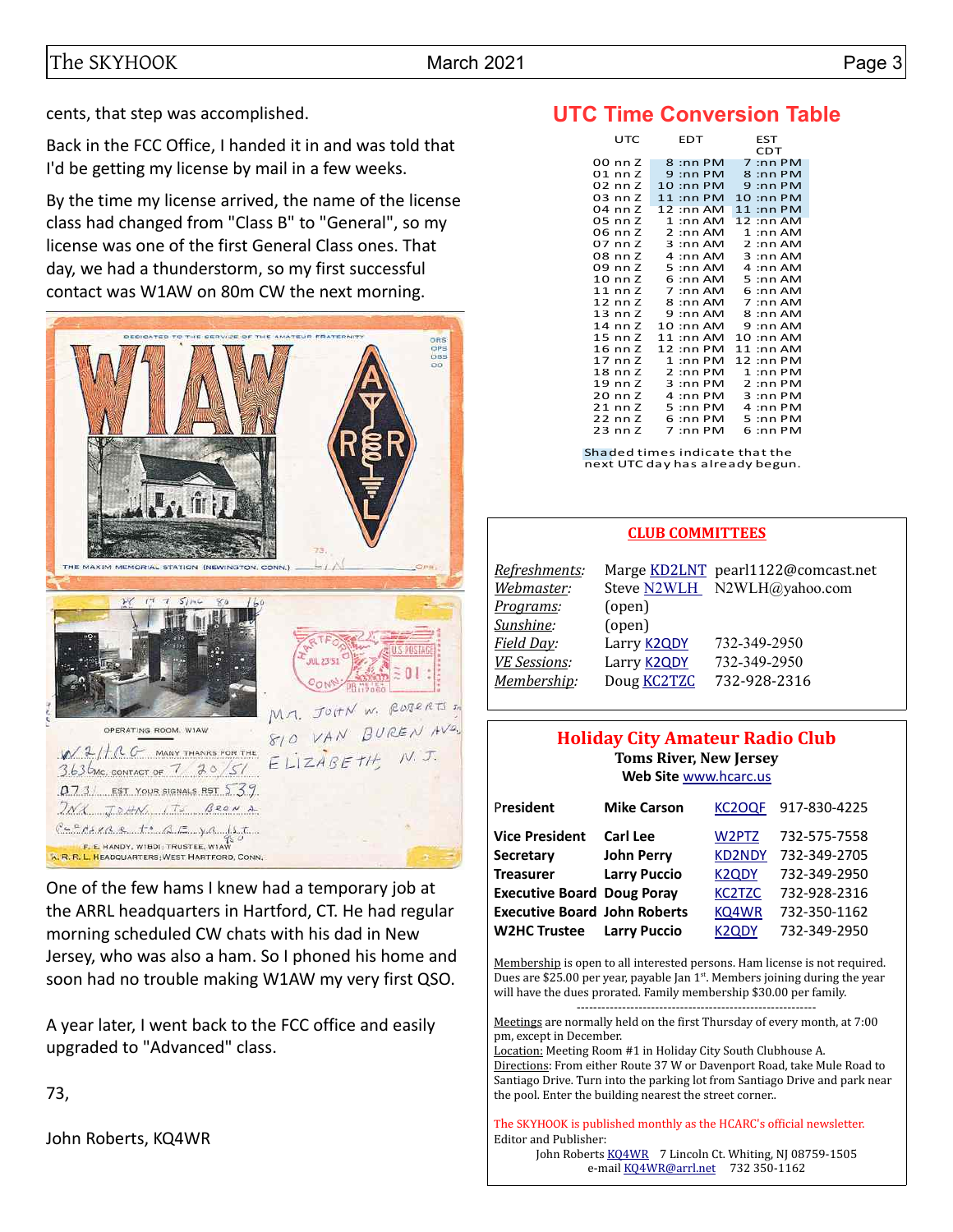cents, that step was accomplished.

Back in the FCC Office, I handed it in and was told that I'd be getting my license by mail in a few weeks.

By the time my license arrived, the name of the license class had changed from "Class B" to "General", so my license was one of the first General Class ones. That day, we had a thunderstorm, so my first successful contact was W1AW on 80m CW the next morning.

One of the few hams I knew had a temporary job at the ARRL headquarters in Hartford, CT. He had regular morning scheduled CW chats with his dad in New Jersey, who was also a ham. So I phoned his home and soon had no trouble making W1AW my very first QSO.

A year later, I went back to the FCC office and easily upgraded to "Advanced" class.

73,

John Roberts, KQ4WR

## UTC Time Conversion Table

| UTC | EDT | EST CDT |
|---|---|---|
| 00 nn Z | 8 :nn PM | 7 :nn PM |
| 01 nn Z | 9 :nn PM | 8 :nn PM |
| 02 nn Z | 10 :nn PM | 9 :nn PM |
| 03 nn Z | 11 :nn PM | 10 :nn PM |
| 04 nn Z | 12 :nn AM | 11 :nn PM |
| 05 nn Z | 1 :nn AM | 12 :nn AM |
| 06 nn Z | 2 :nn AM | 1 :nn AM |
| 07 nn Z | 3 :nn AM | 2 :nn AM |
| 08 nn Z | 4 :nn AM | 3 :nn AM |
| 09 nn Z | 5 :nn AM | 4 :nn AM |
| 10 nn Z | 6 :nn AM | 5 :nn AM |
| 11 nn Z | 7 :nn AM | 6 :nn AM |
| 12 nn Z | 8 :nn AM | 7 :nn AM |
| 13 nn Z | 9 :nn AM | 8 :nn AM |
| 14 nn Z | 10 :nn AM | 9 :nn AM |
| 15 nn Z | 11 :nn AM | 10 :nn AM |
| 16 nn Z | 12 :nn PM | 11 :nn AM |
| 17 nn Z | 1 :nn PM | 12 :nn PM |
| 18 nn Z | 2 :nn PM | 1 :nn PM |
| 19 nn Z | 3 :nn PM | 2 :nn PM |
| 20 nn Z | 4 :nn PM | 3 :nn PM |
| 21 nn Z | 5 :nn PM | 4 :nn PM |
| 22 nn Z | 6 :nn PM | 5 :nn PM |
| 23 nn Z | 7 :nn PM | 6 :nn PM |

Shaded times indicate that the next UTC day has already begun.

### CLUB COMMITTEES

| | | |
|---|---|---|
| *Refreshments:* | Marge KD2LNT | pearl1122@comcast.net |
| *Webmaster:* | Steve N2WLH | N2WLH@yahoo.com |
| *Programs:* | (open) | |
| *Sunshine:* | (open) | |
| *Field Day:* | Larry K2QDY | 732-349-2950 |
| *VE Sessions:* | Larry K2QDY | 732-349-2950 |
| *Membership:* | Doug KC2TZC | 732-928-2316 |

## Holiday City Amateur Radio Club

**Toms River, New Jersey**

**Web Site** www.hcarc.us

| | | | |
|---|---|---|---|
| **President** | **Mike Carson** | KC2OQF | 917-830-4225 |
| **Vice President** | **Carl Lee** | W2PTZ | 732-575-7558 |
| **Secretary** | **John Perry** | KD2NDY | 732-349-2705 |
| **Treasurer** | **Larry Puccio** | K2QDY | 732-349-2950 |
| **Executive Board** | **Doug Poray** | KC2TZC | 732-928-2316 |
| **Executive Board** | **John Roberts** | KQ4WR | 732-350-1162 |
| **W2HC Trustee** | **Larry Puccio** | K2QDY | 732-349-2950 |

Membership is open to all interested persons. Ham license is not required. Dues are $25.00 per year, payable Jan 1st. Members joining during the year will have the dues prorated. Family membership $30.00 per family.

---

Meetings are normally held on the first Thursday of every month, at 7:00 pm, except in December.

Location: Meeting Room #1 in Holiday City South Clubhouse A.

Directions: From either Route 37 W or Davenport Road, take Mule Road to Santiago Drive. Turn into the parking lot from Santiago Drive and park near the pool. Enter the building nearest the street corner..

The SKYHOOK is published monthly as the HCARC's official newsletter.

Editor and Publisher:

John Roberts KQ4WR 7 Lincoln Ct. Whiting, NJ 08759-1505

e-mail KQ4WR@arrl.net 732 350-1162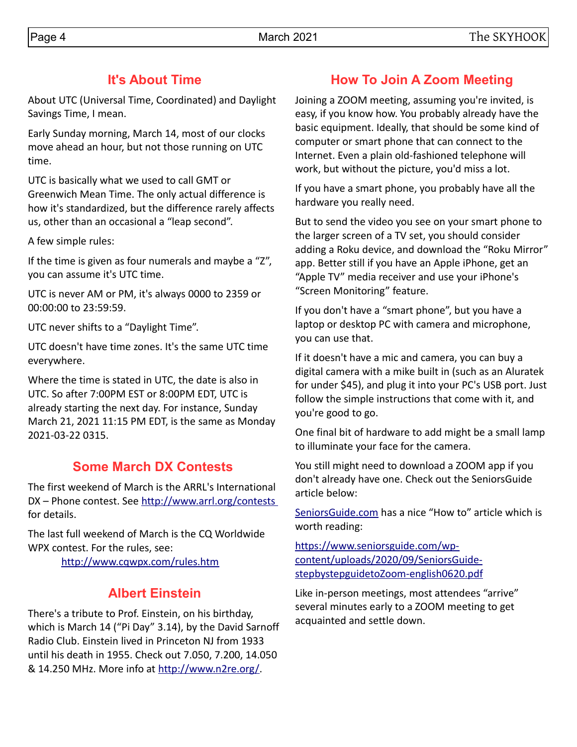## It's About Time

About UTC (Universal Time, Coordinated) and Daylight Savings Time, I mean.

Early Sunday morning, March 14, most of our clocks move ahead an hour, but not those running on UTC time.

UTC is basically what we used to call GMT or Greenwich Mean Time. The only actual difference is how it's standardized, but the difference rarely affects us, other than an occasional a "leap second".

A few simple rules:

If the time is given as four numerals and maybe a "Z", you can assume it's UTC time.

UTC is never AM or PM, it's always 0000 to 2359 or 00:00:00 to 23:59:59.

UTC never shifts to a "Daylight Time".

UTC doesn't have time zones. It's the same UTC time everywhere.

Where the time is stated in UTC, the date is also in UTC. So after 7:00PM EST or 8:00PM EDT, UTC is already starting the next day. For instance, Sunday March 21, 2021 11:15 PM EDT, is the same as Monday 2021-03-22 0315.

## Some March DX Contests

The first weekend of March is the ARRL's International DX – Phone contest. See http://www.arrl.org/contests for details.

The last full weekend of March is the CQ Worldwide WPX contest. For the rules, see:

http://www.cqwpx.com/rules.htm

## Albert Einstein

There's a tribute to Prof. Einstein, on his birthday, which is March 14 ("Pi Day" 3.14), by the David Sarnoff Radio Club. Einstein lived in Princeton NJ from 1933 until his death in 1955. Check out 7.050, 7.200, 14.050 & 14.250 MHz. More info at http://www.n2re.org/.

## How To Join A Zoom Meeting

Joining a ZOOM meeting, assuming you're invited, is easy, if you know how. You probably already have the basic equipment. Ideally, that should be some kind of computer or smart phone that can connect to the Internet. Even a plain old-fashioned telephone will work, but without the picture, you'd miss a lot.

If you have a smart phone, you probably have all the hardware you really need.

But to send the video you see on your smart phone to the larger screen of a TV set, you should consider adding a Roku device, and download the "Roku Mirror" app. Better still if you have an Apple iPhone, get an "Apple TV" media receiver and use your iPhone's "Screen Monitoring" feature.

If you don't have a "smart phone", but you have a laptop or desktop PC with camera and microphone, you can use that.

If it doesn't have a mic and camera, you can buy a digital camera with a mike built in (such as an Aluratek for under $45), and plug it into your PC's USB port. Just follow the simple instructions that come with it, and you're good to go.

One final bit of hardware to add might be a small lamp to illuminate your face for the camera.

You still might need to download a ZOOM app if you don't already have one. Check out the SeniorsGuide article below:

SeniorsGuide.com has a nice "How to" article which is worth reading:

https://www.seniorsguide.com/wp-content/uploads/2020/09/SeniorsGuide-stepbystepguidetoZoom-english0620.pdf

Like in-person meetings, most attendees "arrive" several minutes early to a ZOOM meeting to get acquainted and settle down.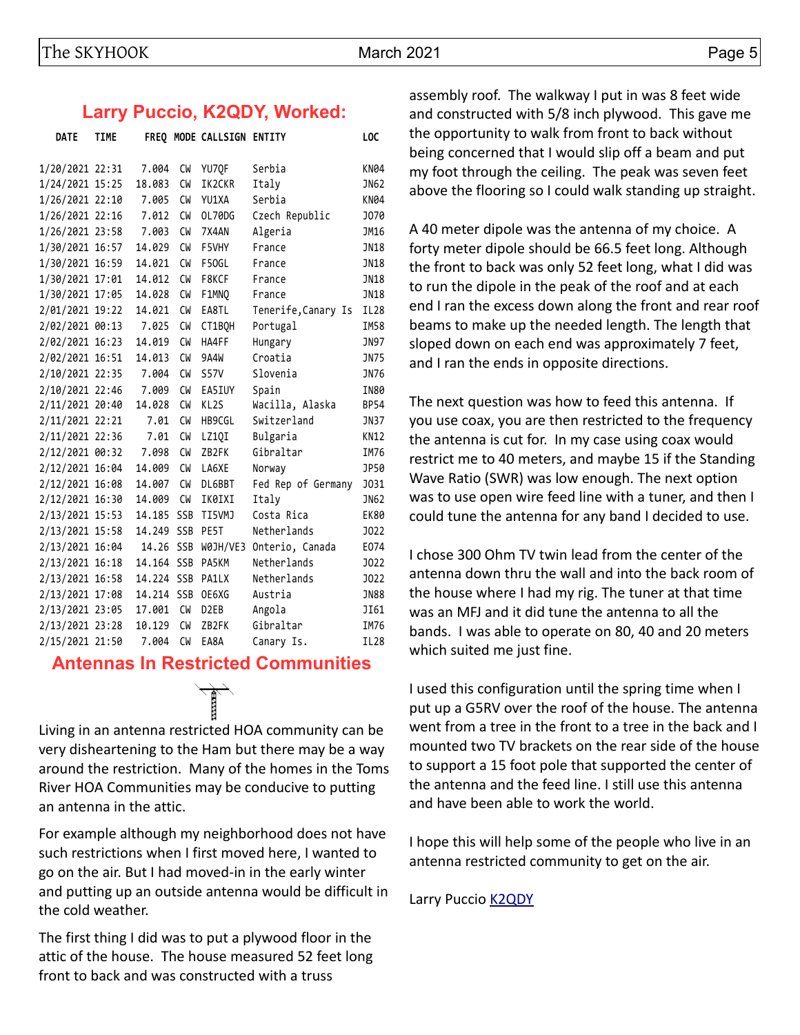## Larry Puccio, K2QDY, Worked:

| DATE | TIME | FREQ | MODE | CALLSIGN | ENTITY | LOC |
|---|---|---|---|---|---|---|
| 1/20/2021 | 22:31 | 7.004 | CW | YU7QF | Serbia | KN04 |
| 1/24/2021 | 15:25 | 18.083 | CW | IK2CKR | Italy | JN62 |
| 1/26/2021 | 22:10 | 7.005 | CW | YU1XA | Serbia | KN04 |
| 1/26/2021 | 22:16 | 7.012 | CW | OL70DG | Czech Republic | JO70 |
| 1/26/2021 | 23:58 | 7.003 | CW | 7X4AN | Algeria | JM16 |
| 1/30/2021 | 16:57 | 14.029 | CW | F5VHY | France | JN18 |
| 1/30/2021 | 16:59 | 14.021 | CW | F5OGL | France | JN18 |
| 1/30/2021 | 17:01 | 14.012 | CW | F8KCF | France | JN18 |
| 1/30/2021 | 17:05 | 14.028 | CW | F1MNQ | France | JN18 |
| 2/01/2021 | 19:22 | 14.021 | CW | EA8TL | Tenerife,Canary Is | IL28 |
| 2/02/2021 | 00:13 | 7.025 | CW | CT1BQH | Portugal | IM58 |
| 2/02/2021 | 16:23 | 14.019 | CW | HA4FF | Hungary | JN97 |
| 2/02/2021 | 16:51 | 14.013 | CW | 9A4W | Croatia | JN75 |
| 2/10/2021 | 22:35 | 7.004 | CW | S57V | Slovenia | JN76 |
| 2/10/2021 | 22:46 | 7.009 | CW | EA5IUY | Spain | IN80 |
| 2/11/2021 | 20:40 | 14.028 | CW | KL2S | Wacilla, Alaska | BP54 |
| 2/11/2021 | 22:21 | 7.01 | CW | HB9CGL | Switzerland | JN37 |
| 2/11/2021 | 22:36 | 7.01 | CW | LZ1QI | Bulgaria | KN12 |
| 2/12/2021 | 00:32 | 7.098 | CW | ZB2FK | Gibraltar | IM76 |
| 2/12/2021 | 16:04 | 14.009 | CW | LA6XE | Norway | JP50 |
| 2/12/2021 | 16:08 | 14.007 | CW | DL6BBT | Fed Rep of Germany | JO31 |
| 2/12/2021 | 16:30 | 14.009 | CW | IK0IXI | Italy | JN62 |
| 2/13/2021 | 15:53 | 14.185 | SSB | TI5VMJ | Costa Rica | EK80 |
| 2/13/2021 | 15:58 | 14.249 | SSB | PE5T | Netherlands | JO22 |
| 2/13/2021 | 16:04 | 14.26 | SSB | W0JH/VE3 | Onterio, Canada | EO74 |
| 2/13/2021 | 16:18 | 14.164 | SSB | PA5KM | Netherlands | JO22 |
| 2/13/2021 | 16:58 | 14.224 | SSB | PA1LX | Netherlands | JO22 |
| 2/13/2021 | 17:08 | 14.214 | SSB | OE6XG | Austria | JN88 |
| 2/13/2021 | 23:05 | 17.001 | CW | D2EB | Angola | JI61 |
| 2/13/2021 | 23:28 | 10.129 | CW | ZB2FK | Gibraltar | IM76 |
| 2/15/2021 | 21:50 | 7.004 | CW | EA8A | Canary Is. | IL28 |

## Antennas In Restricted Communities

Living in an antenna restricted HOA community can be very disheartening to the Ham but there may be a way around the restriction. Many of the homes in the Toms River HOA Communities may be conducive to putting an antenna in the attic.

For example although my neighborhood does not have such restrictions when I first moved here, I wanted to go on the air. But I had moved-in in the early winter and putting up an outside antenna would be difficult in the cold weather.

The first thing I did was to put a plywood floor in the attic of the house. The house measured 52 feet long front to back and was constructed with a truss assembly roof. The walkway I put in was 8 feet wide and constructed with 5/8 inch plywood. This gave me the opportunity to walk from front to back without being concerned that I would slip off a beam and put my foot through the ceiling. The peak was seven feet above the flooring so I could walk standing up straight.

A 40 meter dipole was the antenna of my choice. A forty meter dipole should be 66.5 feet long. Although the front to back was only 52 feet long, what I did was to run the dipole in the peak of the roof and at each end I ran the excess down along the front and rear roof beams to make up the needed length. The length that sloped down on each end was approximately 7 feet, and I ran the ends in opposite directions.

The next question was how to feed this antenna. If you use coax, you are then restricted to the frequency the antenna is cut for. In my case using coax would restrict me to 40 meters, and maybe 15 if the Standing Wave Ratio (SWR) was low enough. The next option was to use open wire feed line with a tuner, and then I could tune the antenna for any band I decided to use.

I chose 300 Ohm TV twin lead from the center of the antenna down thru the wall and into the back room of the house where I had my rig. The tuner at that time was an MFJ and it did tune the antenna to all the bands. I was able to operate on 80, 40 and 20 meters which suited me just fine.

I used this configuration until the spring time when I put up a G5RV over the roof of the house. The antenna went from a tree in the front to a tree in the back and I mounted two TV brackets on the rear side of the house to support a 15 foot pole that supported the center of the antenna and the feed line. I still use this antenna and have been able to work the world.

I hope this will help some of the people who live in an antenna restricted community to get on the air.

Larry Puccio K2QDY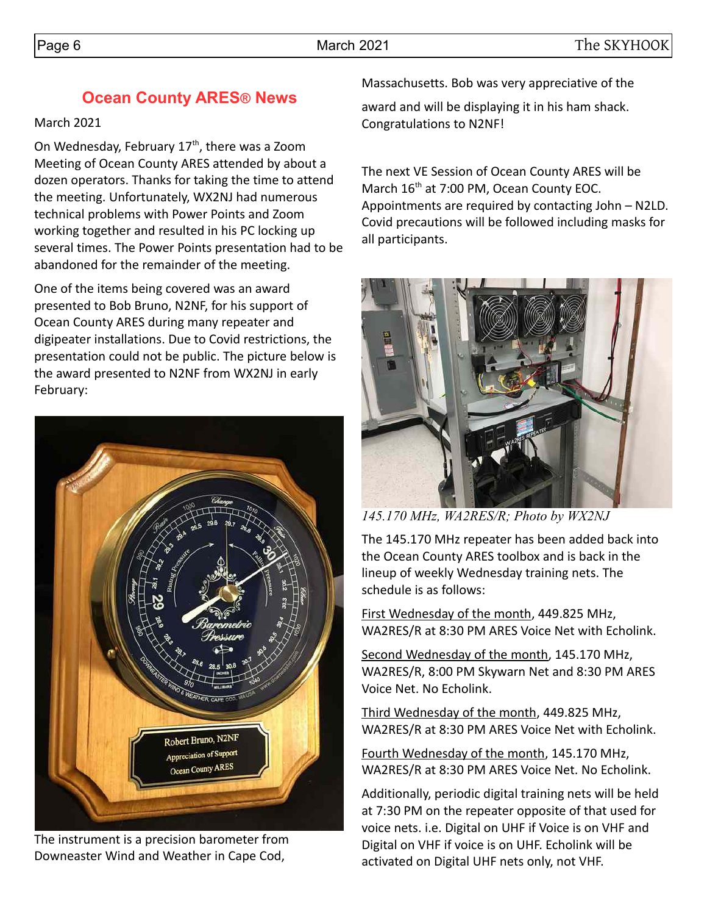## Ocean County ARES® News

March 2021

On Wednesday, February 17th, there was a Zoom Meeting of Ocean County ARES attended by about a dozen operators. Thanks for taking the time to attend the meeting. Unfortunately, WX2NJ had numerous technical problems with Power Points and Zoom working together and resulted in his PC locking up several times. The Power Points presentation had to be abandoned for the remainder of the meeting.

One of the items being covered was an award presented to Bob Bruno, N2NF, for his support of Ocean County ARES during many repeater and digipeater installations. Due to Covid restrictions, the presentation could not be public. The picture below is the award presented to N2NF from WX2NJ in early February:

The instrument is a precision barometer from Downeaster Wind and Weather in Cape Cod, Massachusetts. Bob was very appreciative of the award and will be displaying it in his ham shack. Congratulations to N2NF!

The next VE Session of Ocean County ARES will be March 16th at 7:00 PM, Ocean County EOC. Appointments are required by contacting John – N2LD. Covid precautions will be followed including masks for all participants.

*145.170 MHz, WA2RES/R; Photo by WX2NJ*

The 145.170 MHz repeater has been added back into the Ocean County ARES toolbox and is back in the lineup of weekly Wednesday training nets. The schedule is as follows:

First Wednesday of the month, 449.825 MHz, WA2RES/R at 8:30 PM ARES Voice Net with Echolink.

Second Wednesday of the month, 145.170 MHz, WA2RES/R, 8:00 PM Skywarn Net and 8:30 PM ARES Voice Net. No Echolink.

Third Wednesday of the month, 449.825 MHz, WA2RES/R at 8:30 PM ARES Voice Net with Echolink.

Fourth Wednesday of the month, 145.170 MHz, WA2RES/R at 8:30 PM ARES Voice Net. No Echolink.

Additionally, periodic digital training nets will be held at 7:30 PM on the repeater opposite of that used for voice nets. i.e. Digital on UHF if Voice is on VHF and Digital on VHF if voice is on UHF. Echolink will be activated on Digital UHF nets only, not VHF.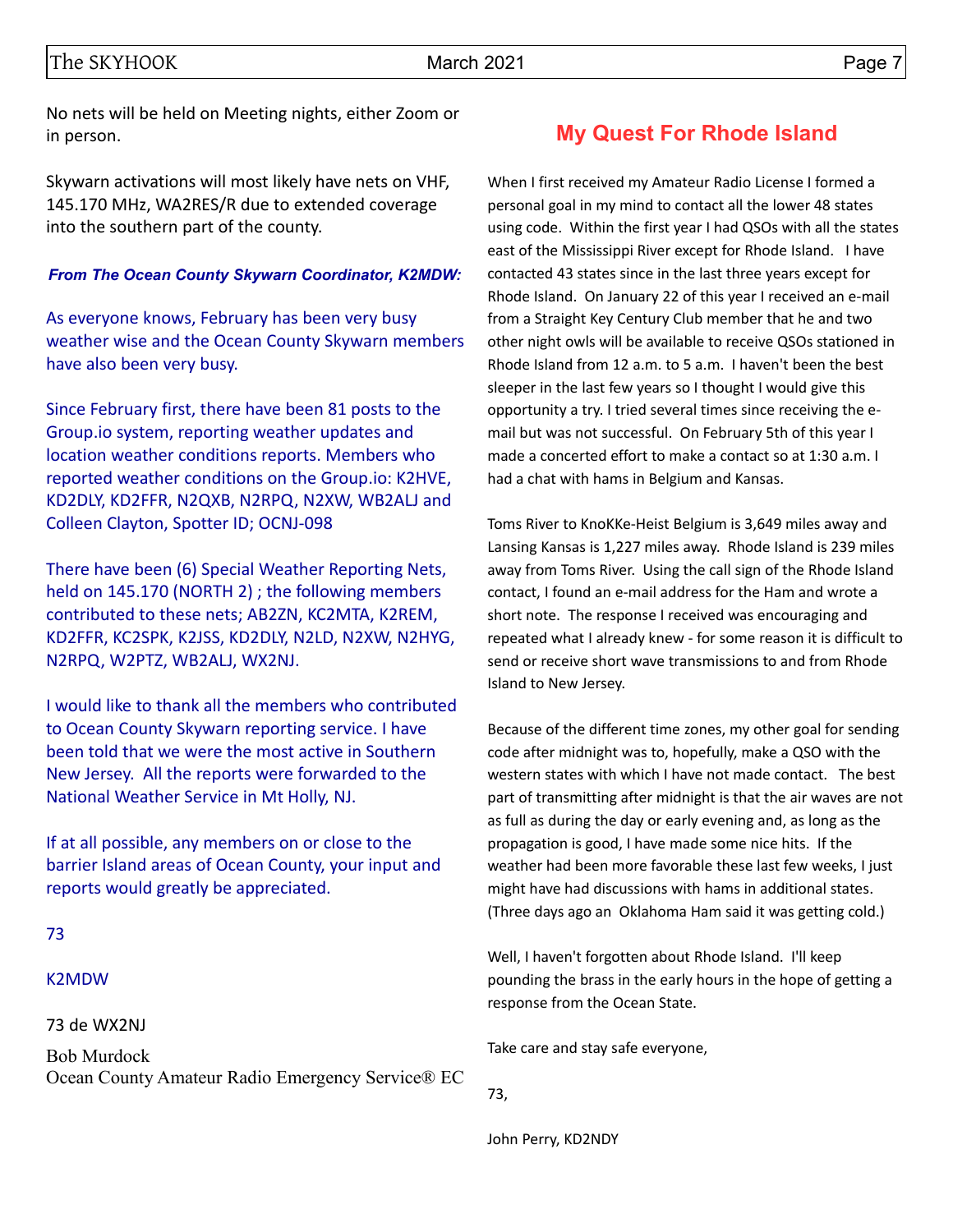No nets will be held on Meeting nights, either Zoom or in person.

Skywarn activations will most likely have nets on VHF, 145.170 MHz, WA2RES/R due to extended coverage into the southern part of the county.

***From The Ocean County Skywarn Coordinator, K2MDW:***

As everyone knows, February has been very busy weather wise and the Ocean County Skywarn members have also been very busy.

Since February first, there have been 81 posts to the Group.io system, reporting weather updates and location weather conditions reports. Members who reported weather conditions on the Group.io: K2HVE, KD2DLY, KD2FFR, N2QXB, N2RPQ, N2XW, WB2ALJ and Colleen Clayton, Spotter ID; OCNJ-098

There have been (6) Special Weather Reporting Nets, held on 145.170 (NORTH 2) ; the following members contributed to these nets; AB2ZN, KC2MTA, K2REM, KD2FFR, KC2SPK, K2JSS, KD2DLY, N2LD, N2XW, N2HYG, N2RPQ, W2PTZ, WB2ALJ, WX2NJ.

I would like to thank all the members who contributed to Ocean County Skywarn reporting service. I have been told that we were the most active in Southern New Jersey. All the reports were forwarded to the National Weather Service in Mt Holly, NJ.

If at all possible, any members on or close to the barrier Island areas of Ocean County, your input and reports would greatly be appreciated.

73

K2MDW

73 de WX2NJ

Bob Murdock
Ocean County Amateur Radio Emergency Service® EC

## My Quest For Rhode Island

When I first received my Amateur Radio License I formed a personal goal in my mind to contact all the lower 48 states using code. Within the first year I had QSOs with all the states east of the Mississippi River except for Rhode Island. I have contacted 43 states since in the last three years except for Rhode Island. On January 22 of this year I received an e-mail from a Straight Key Century Club member that he and two other night owls will be available to receive QSOs stationed in Rhode Island from 12 a.m. to 5 a.m. I haven't been the best sleeper in the last few years so I thought I would give this opportunity a try. I tried several times since receiving the e-mail but was not successful. On February 5th of this year I made a concerted effort to make a contact so at 1:30 a.m. I had a chat with hams in Belgium and Kansas.

Toms River to KnoKKe-Heist Belgium is 3,649 miles away and Lansing Kansas is 1,227 miles away. Rhode Island is 239 miles away from Toms River. Using the call sign of the Rhode Island contact, I found an e-mail address for the Ham and wrote a short note. The response I received was encouraging and repeated what I already knew - for some reason it is difficult to send or receive short wave transmissions to and from Rhode Island to New Jersey.

Because of the different time zones, my other goal for sending code after midnight was to, hopefully, make a QSO with the western states with which I have not made contact. The best part of transmitting after midnight is that the air waves are not as full as during the day or early evening and, as long as the propagation is good, I have made some nice hits. If the weather had been more favorable these last few weeks, I just might have had discussions with hams in additional states. (Three days ago an Oklahoma Ham said it was getting cold.)

Well, I haven't forgotten about Rhode Island. I'll keep pounding the brass in the early hours in the hope of getting a response from the Ocean State.

Take care and stay safe everyone,

73,

John Perry, KD2NDY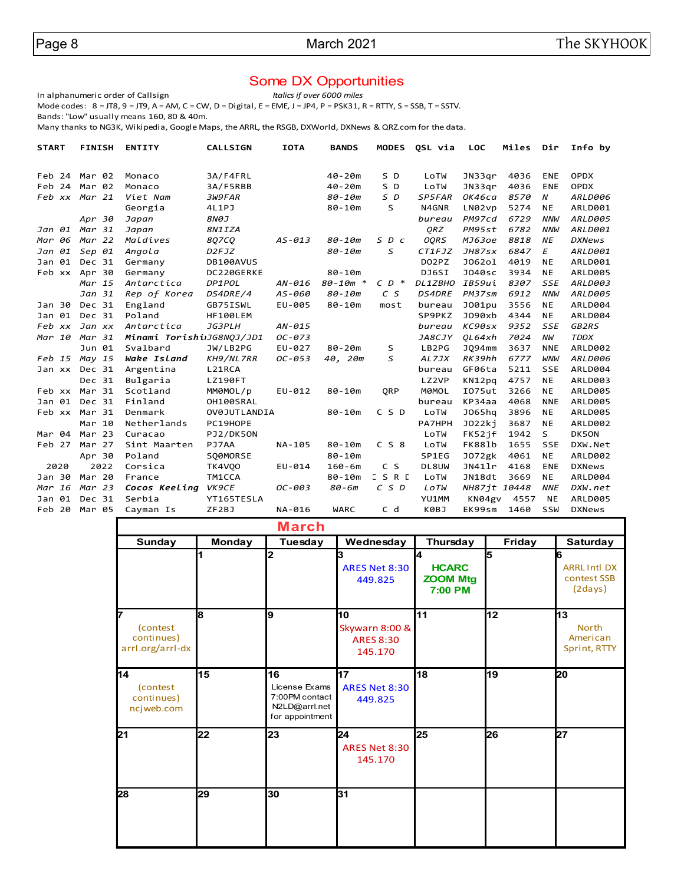## Some DX Opportunities

In alphanumeric order of Callsign — *Italics if over 6000 miles*

Mode codes: 8 = JT8, 9 = JT9, A = AM, C = CW, D = Digital, E = EME, J = JP4, P = PSK31, R = RTTY, S = SSB, T = SSTV.

Bands: "Low" usually means 160, 80 & 40m.

Many thanks to NG3K, Wikipedia, Google Maps, the ARRL, the RSGB, DXWorld, DXNews & QRZ.com for the data.

| START | FINISH | ENTITY | CALLSIGN | IOTA | BANDS | MODES | QSL via | LOC | Miles | Dir | Info by |
|---|---|---|---|---|---|---|---|---|---|---|---|
| Feb 24 | Mar 02 | Monaco | 3A/F4FRL | | 40-20m | S D | LoTW | JN33qr | 4036 | ENE | OPDX |
| Feb 24 | Mar 02 | Monaco | 3A/F5RBB | | 40-20m | S D | LoTW | JN33qr | 4036 | ENE | OPDX |
| *Feb xx* | *Mar 21* | *Viet Nam* | *3W9FAR* | | *80-10m* | *S D* | *SP5FAR* | *OK46ca* | *8570* | *N* | *ARLD006* |
| | | Georgia | 4L1PJ | | 80-10m | S | N4GNR | LN02vp | 5274 | NE | ARLD001 |
| | *Apr 30* | *Japan* | *8N0J* | | | | *bureau* | *PM97cd* | *6729* | *NNW* | *ARLD005* |
| *Jan 01* | *Mar 31* | *Japan* | *8N1IZA* | | | | *QRZ* | *PM95st* | *6782* | *NNW* | *ARLD001* |
| *Mar 06* | *Mar 22* | *Maldives* | *8Q7CQ* | *AS-013* | *80-10m* | *S D c* | *OQRS* | *MJ63oe* | *8818* | *NE* | *DXNews* |
| *Jan 01* | *Sep 01* | *Angola* | *D2FJZ* | | *80-10m* | *S* | *CT1FJZ* | *JH87sx* | *6847* | *E* | *ARLD001* |
| Jan 01 | Dec 31 | Germany | DB100AVUS | | | | DO2PZ | JO62ol | 4019 | NE | ARLD001 |
| Feb xx | Apr 30 | Germany | DC220GERKE | | 80-10m | | DJ6SI | JO40sc | 3934 | NE | ARLD005 |
| | *Mar 15* | *Antarctica* | *DP1POL* | *AN-016* | *80-10m \** | *C D \** | *DL1ZBHO* | *IB59ui* | *8307* | *SSE* | *ARLD003* |
| | *Jan 31* | *Rep of Korea* | *DS4DRE/4* | *AS-060* | *80-10m* | *C S* | *DS4DRE* | *PM37sm* | *6912* | *NNW* | *ARLD005* |
| Jan 30 | Dec 31 | England | GB75ISWL | EU-005 | 80-10m | most | bureau | JO01pu | 3556 | NE | ARLD004 |
| Jan 01 | Dec 31 | Poland | HF100LEM | | | | SP9PKZ | JO90xb | 4344 | NE | ARLD004 |
| *Feb xx* | *Jan xx* | *Antarctica* | *JG3PLH* | *AN-015* | | | *bureau* | *KC90sx* | *9352* | *SSE* | *GB2RS* |
| *Mar 10* | *Mar 31* | ***Minami Torishima*** | *JG8NQJ/JD1* | *OC-073* | | | *JA8CJY* | *QL64xh* | *7024* | *NW* | *TDDX* |
| | Jun 01 | Svalbard | JW/LB2PG | EU-027 | 80-20m | S | LB2PG | JQ94mm | 3637 | NNE | ARLD002 |
| *Feb 15* | *May 15* | ***Wake Island*** | *KH9/NL7RR* | *OC-053* | *40, 20m* | *S* | *AL7JX* | *RK39hh* | *6777* | *WNW* | *ARLD006* |
| Jan xx | Dec 31 | Argentina | L21RCA | | | | bureau | GF06ta | 5211 | SSE | ARLD004 |
| | Dec 31 | Bulgaria | LZ190FT | | | | LZ2VP | KN12pq | 4757 | NE | ARLD003 |
| Feb xx | Mar 31 | Scotland | MM0MOL/p | EU-012 | 80-10m | QRP | M0MOL | IO75ut | 3266 | NE | ARLD005 |
| Jan 01 | Dec 31 | Finland | OH100SRAL | | | | bureau | KP34aa | 4068 | NNE | ARLD005 |
| Feb xx | Mar 31 | Denmark | OV0JUTLANDIA | | 80-10m | C S D | LoTW | JO65hq | 3896 | NE | ARLD005 |
| | Mar 10 | Netherlands | PC19HOPE | | | | PA7HPH | JO22kj | 3687 | NE | ARLD002 |
| Mar 04 | Mar 23 | Curacao | PJ2/DK5ON | | | | LoTW | FK52jf | 1942 | S | DK5ON |
| Feb 27 | Mar 27 | Sint Maarten | PJ7AA | NA-105 | 80-10m | C S 8 | LoTW | FK88lb | 1655 | SSE | DXW.Net |
| | Apr 30 | Poland | SQ0MORSE | | 80-10m | | SP1EG | JO72gk | 4061 | NE | ARLD002 |
| 2020 | 2022 | Corsica | TK4VQO | EU-014 | 160-6m | C S | DL8UW | JN41lr | 4168 | ENE | DXNews |
| Jan 30 | Mar 20 | France | TM1CCA | | 80-10m | C S R D | LoTW | JN18dt | 3669 | NE | ARLD004 |
| *Mar 16* | *Mar 23* | ***Cocos Keeling*** | *VK9CE* | *OC-003* | *80-6m* | *C S D* | *LoTW* | *NH87jt* | *10448* | *NNE* | *DXW.net* |
| Jan 01 | Dec 31 | Serbia | YT165TESLA | | | | YU1MM | KN04gv | 4557 | NE | ARLD005 |
| Feb 20 | Mar 05 | Cayman Is | ZF2BJ | NA-016 | WARC | C d | K0BJ | EK99sm | 1460 | SSW | DXNews |

## March

| Sunday | Monday | Tuesday | Wednesday | Thursday | Friday | Saturday |
|---|---|---|---|---|---|---|
| | 1 | 2 | 3 ARES Net 8:30 449.825 | 4 **HCARC ZOOM Mtg 7:00 PM** | 5 | 6 ARRL Intl DX contest SSB (2days) |
| 7 (contest continues) arrl.org/arrl-dx | 8 | 9 | 10 Skywarn 8:00 & ARES 8:30 145.170 | 11 | 12 | 13 North American Sprint, RTTY |
| 14 (contest continues) ncjweb.com | 15 | 16 License Exams 7:00PM contact N2LD@arrl.net for appointment | 17 ARES Net 8:30 449.825 | 18 | 19 | 20 |
| 21 | 22 | 23 | 24 ARES Net 8:30 145.170 | 25 | 26 | 27 |
| 28 | 29 | 30 | 31 | | | |